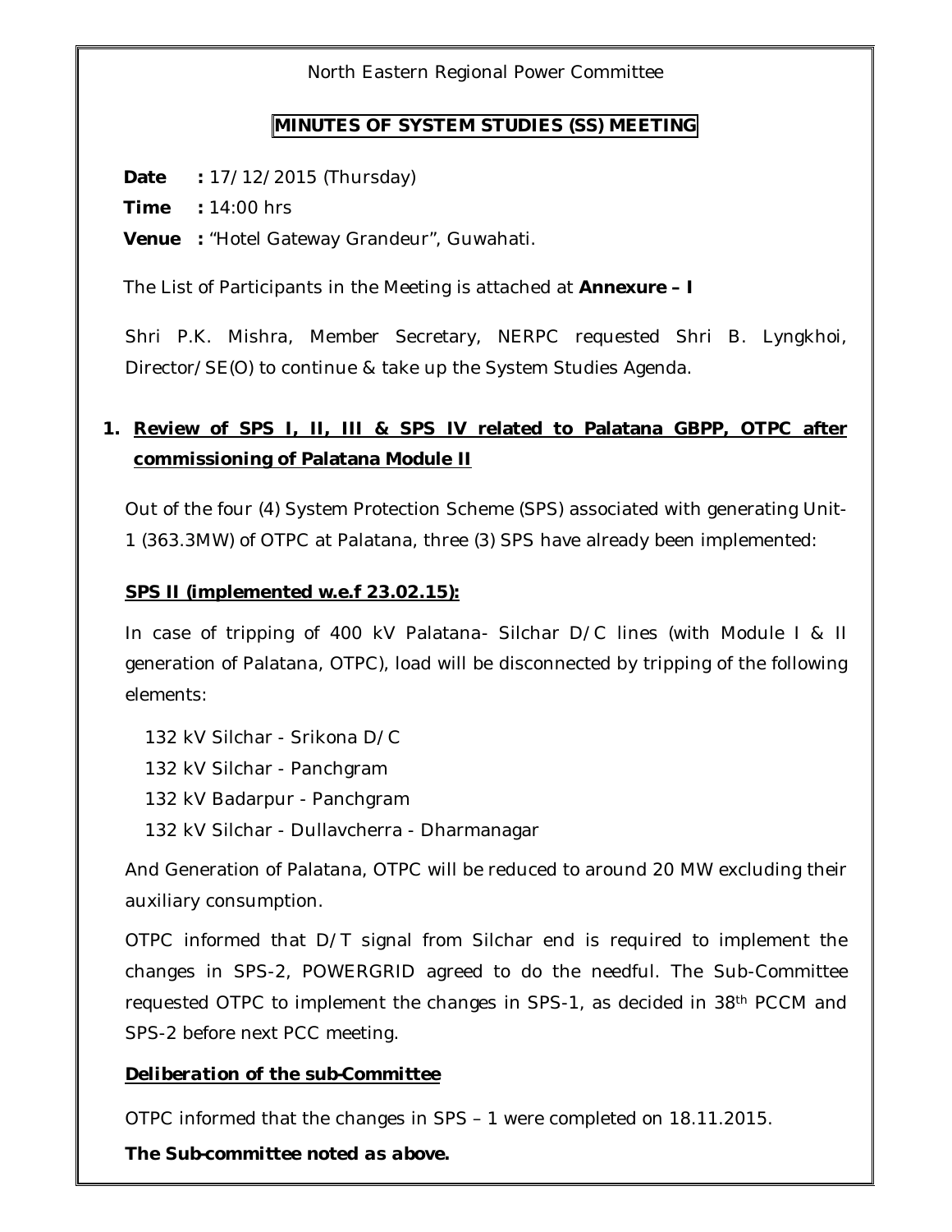North Eastern Regional Power Committee

## MINUTES OF SYSTEM STUDIES (SS) MEETING

**Date :** 17/12/2015 (Thursday)

**Time :** 14:00 hrs

**Venue :** "Hotel Gateway Grandeur", Guwahati.

The List of Participants in the Meeting is attached at **Annexure – I**

Shri P.K. Mishra, Member Secretary, NERPC requested Shri B. Lyngkhoi, Director/SE(O) to continue & take up the System Studies Agenda.

## 1. Review of SPS I, II, III & SPS IV related to Palatana GBPP, OTPC after commissioning of Palatana Module II

Out of the four (4) System Protection Scheme (SPS) associated with generating Unit-1 (363.3MW) of OTPC at Palatana, three (3) SPS have already been implemented:

**SPS II (implemented w.e.f 23.02.15):**

In case of tripping of 400 kV Palatana- Silchar D/C lines (with Module I & II generation of Palatana, OTPC), load will be disconnected by tripping of the following elements:

- 132 kV Silchar - Srikona D/C
- 132 kV Silchar - Panchgram
- 132 kV Badarpur - Panchgram
- 132 kV Silchar - Dullavcherra - Dharmanagar

And Generation of Palatana, OTPC will be reduced to around 20 MW excluding their auxiliary consumption.

OTPC informed that D/T signal from Silchar end is required to implement the changes in SPS-2, POWERGRID agreed to do the needful. The Sub-Committee requested OTPC to implement the changes in SPS-1, as decided in 38th PCCM and SPS-2 before next PCC meeting.

***Deliberation of the sub-Committee***

OTPC informed that the changes in SPS – 1 were completed on 18.11.2015.

***The Sub-committee noted as above.***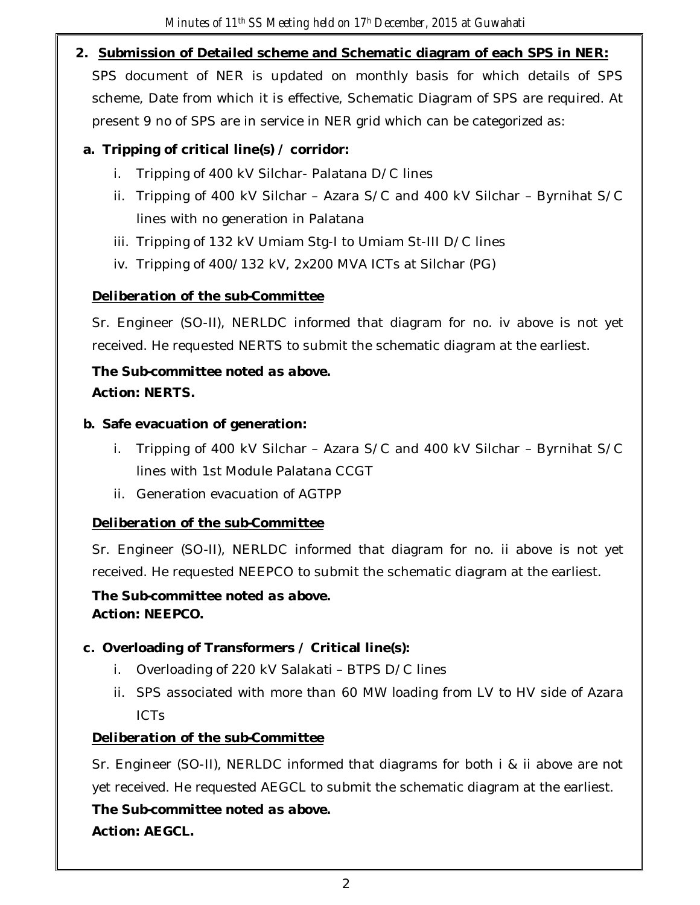## 2. Submission of Detailed scheme and Schematic diagram of each SPS in NER:

SPS document of NER is updated on monthly basis for which details of SPS scheme, Date from which it is effective, Schematic Diagram of SPS are required. At present 9 no of SPS are in service in NER grid which can be categorized as:

**a. Tripping of critical line(s) / corridor:**

i. Tripping of 400 kV Silchar- Palatana D/C lines
ii. Tripping of 400 kV Silchar – Azara S/C and 400 kV Silchar – Byrnihat S/C lines with no generation in Palatana
iii. Tripping of 132 kV Umiam Stg-I to Umiam St-III D/C lines
iv. Tripping of 400/132 kV, 2x200 MVA ICTs at Silchar (PG)

***Deliberation of the sub-Committee***

Sr. Engineer (SO-II), NERLDC informed that diagram for no. iv above is not yet received. He requested NERTS to submit the schematic diagram at the earliest.

***The Sub-committee noted as above.***
***Action: NERTS.***

**b. Safe evacuation of generation:**

i. Tripping of 400 kV Silchar – Azara S/C and 400 kV Silchar – Byrnihat S/C lines with 1st Module Palatana CCGT
ii. Generation evacuation of AGTPP

***Deliberation of the sub-Committee***

Sr. Engineer (SO-II), NERLDC informed that diagram for no. ii above is not yet received. He requested NEEPCO to submit the schematic diagram at the earliest.

***The Sub-committee noted as above.***
***Action: NEEPCO.***

**c. Overloading of Transformers / Critical line(s):**

i. Overloading of 220 kV Salakati – BTPS D/C lines
ii. SPS associated with more than 60 MW loading from LV to HV side of Azara ICTs

***Deliberation of the sub-Committee***

Sr. Engineer (SO-II), NERLDC informed that diagrams for both i & ii above are not yet received. He requested AEGCL to submit the schematic diagram at the earliest.

***The Sub-committee noted as above.***
***Action: AEGCL.***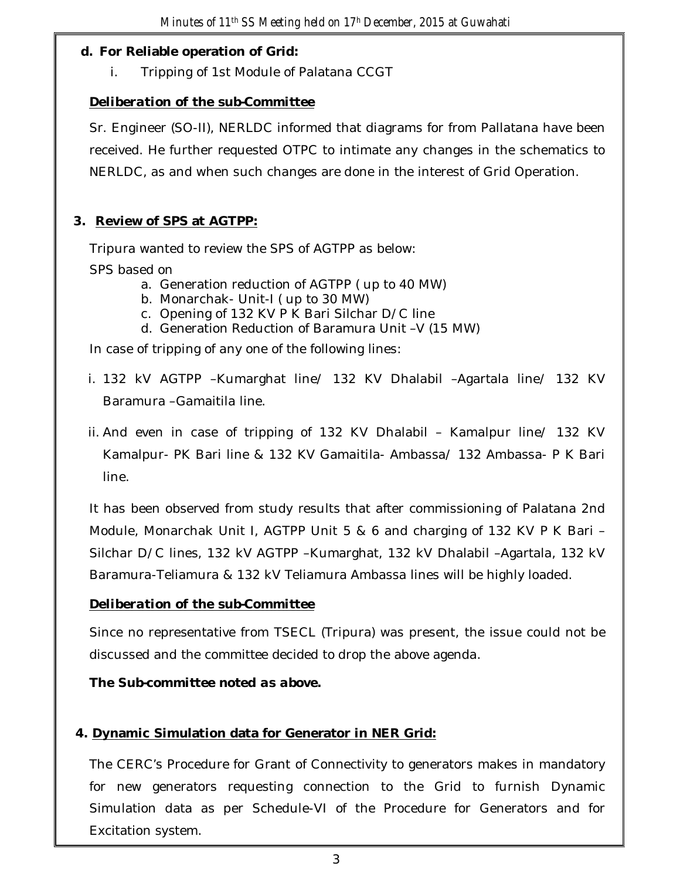**d. For Reliable operation of Grid:**

i. Tripping of 1st Module of Palatana CCGT

***Deliberation of the sub-Committee***

Sr. Engineer (SO-II), NERLDC informed that diagrams for from Pallatana have been received. He further requested OTPC to intimate any changes in the schematics to NERLDC, as and when such changes are done in the interest of Grid Operation.

**3. Review of SPS at AGTPP:**

Tripura wanted to review the SPS of AGTPP as below:

SPS based on

a. Generation reduction of AGTPP ( up to 40 MW)
b. Monarchak- Unit-I ( up to 30 MW)
c. Opening of 132 KV P K Bari Silchar D/C line
d. Generation Reduction of Baramura Unit –V (15 MW)

In case of tripping of any one of the following lines:

i. 132 kV AGTPP –Kumarghat line/ 132 KV Dhalabil –Agartala line/ 132 KV Baramura –Gamaitila line.

ii. And even in case of tripping of 132 KV Dhalabil – Kamalpur line/ 132 KV Kamalpur- PK Bari line & 132 KV Gamaitila- Ambassa/ 132 Ambassa- P K Bari line.

It has been observed from study results that after commissioning of Palatana 2nd Module, Monarchak Unit I, AGTPP Unit 5 & 6 and charging of 132 KV P K Bari – Silchar D/C lines, 132 kV AGTPP –Kumarghat, 132 kV Dhalabil –Agartala, 132 kV Baramura-Teliamura & 132 kV Teliamura Ambassa lines will be highly loaded.

***Deliberation of the sub-Committee***

Since no representative from TSECL (Tripura) was present, the issue could not be discussed and the committee decided to drop the above agenda.

***The Sub-committee noted as above.***

**4. Dynamic Simulation data for Generator in NER Grid:**

The CERC's Procedure for Grant of Connectivity to generators makes in mandatory for new generators requesting connection to the Grid to furnish Dynamic Simulation data as per Schedule-VI of the Procedure for Generators and for Excitation system.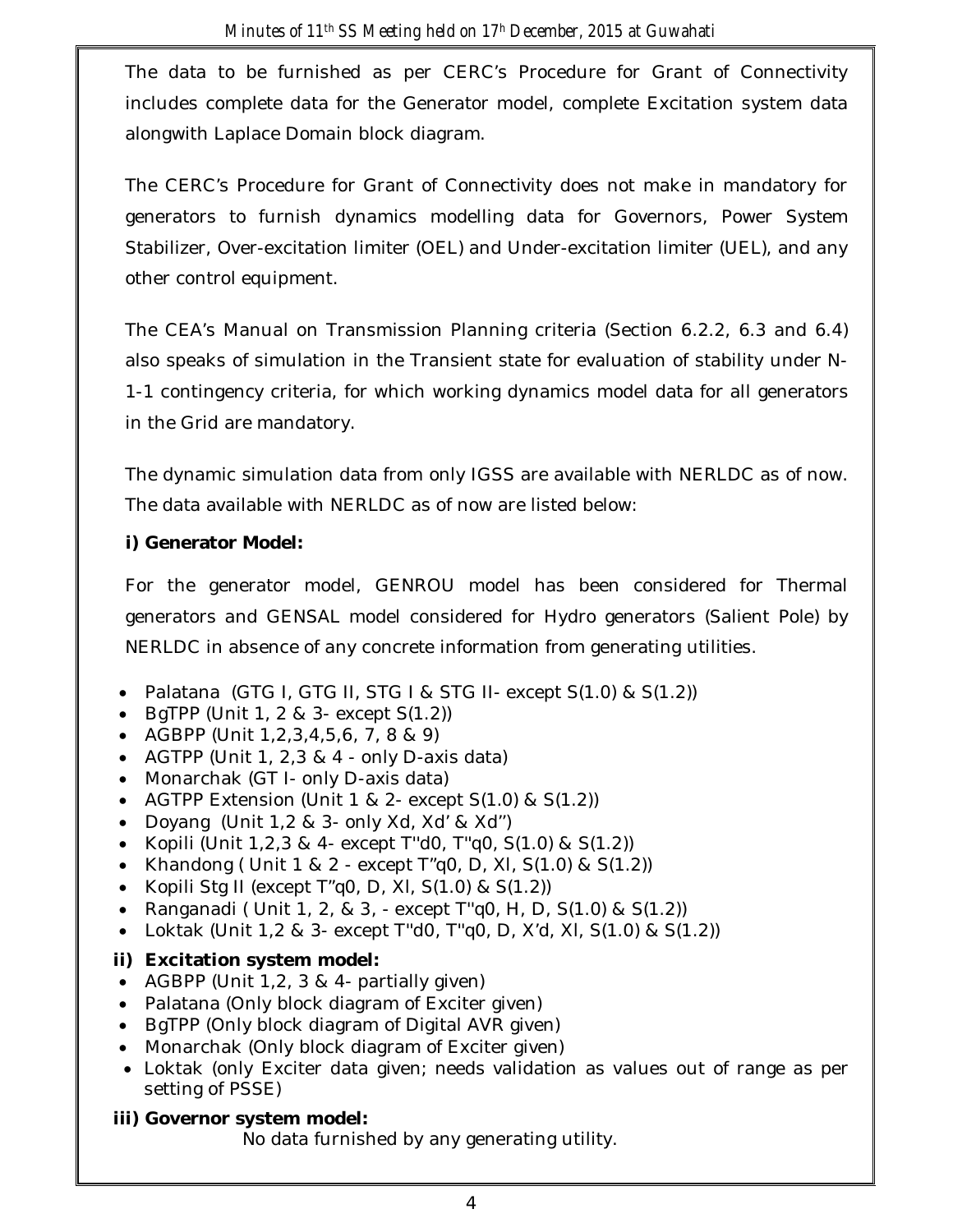The data to be furnished as per CERC's Procedure for Grant of Connectivity includes complete data for the Generator model, complete Excitation system data alongwith Laplace Domain block diagram.

The CERC's Procedure for Grant of Connectivity does not make in mandatory for generators to furnish dynamics modelling data for Governors, Power System Stabilizer, Over-excitation limiter (OEL) and Under-excitation limiter (UEL), and any other control equipment.

The CEA's Manual on Transmission Planning criteria (Section 6.2.2, 6.3 and 6.4) also speaks of simulation in the Transient state for evaluation of stability under N-1-1 contingency criteria, for which working dynamics model data for all generators in the Grid are mandatory.

The dynamic simulation data from only IGSS are available with NERLDC as of now. The data available with NERLDC as of now are listed below:

**i) Generator Model:**

For the generator model, GENROU model has been considered for Thermal generators and GENSAL model considered for Hydro generators (Salient Pole) by NERLDC in absence of any concrete information from generating utilities.

- Palatana (GTG I, GTG II, STG I & STG II- except S(1.0) & S(1.2))
- BgTPP (Unit 1, 2 & 3- except S(1.2))
- AGBPP (Unit 1,2,3,4,5,6, 7, 8 & 9)
- AGTPP (Unit 1, 2,3 & 4 - only D-axis data)
- Monarchak (GT I- only D-axis data)
- AGTPP Extension (Unit 1 & 2- except S(1.0) & S(1.2))
- Doyang (Unit 1,2 & 3- only Xd, Xd' & Xd")
- Kopili (Unit 1,2,3 & 4- except T''d0, T''q0, S(1.0) & S(1.2))
- Khandong ( Unit 1 & 2 - except T"q0, D, Xl, S(1.0) & S(1.2))
- Kopili Stg II (except T"q0, D, Xl, S(1.0) & S(1.2))
- Ranganadi ( Unit 1, 2, & 3, - except T''q0, H, D, S(1.0) & S(1.2))
- Loktak (Unit 1,2 & 3- except T''d0, T''q0, D, X'd, Xl, S(1.0) & S(1.2))

**ii) Excitation system model:**

- AGBPP (Unit 1,2, 3 & 4- partially given)
- Palatana (Only block diagram of Exciter given)
- BgTPP (Only block diagram of Digital AVR given)
- Monarchak (Only block diagram of Exciter given)
- Loktak (only Exciter data given; needs validation as values out of range as per setting of PSSE)

**iii) Governor system model:**

No data furnished by any generating utility.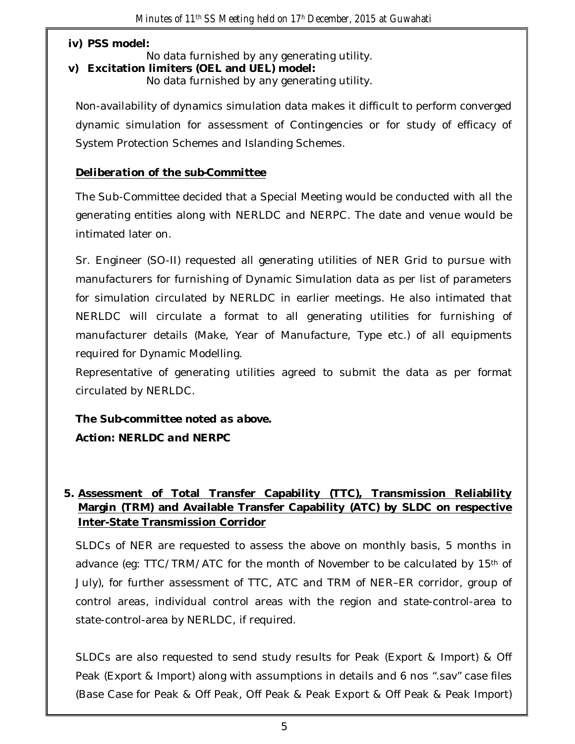**iv) PSS model:**

No data furnished by any generating utility.

**v) Excitation limiters (OEL and UEL) model:**

No data furnished by any generating utility.

Non-availability of dynamics simulation data makes it difficult to perform converged dynamic simulation for assessment of Contingencies or for study of efficacy of System Protection Schemes and Islanding Schemes.

***Deliberation of the sub-Committee***

The Sub-Committee decided that a Special Meeting would be conducted with all the generating entities along with NERLDC and NERPC. The date and venue would be intimated later on.

Sr. Engineer (SO-II) requested all generating utilities of NER Grid to pursue with manufacturers for furnishing of Dynamic Simulation data as per list of parameters for simulation circulated by NERLDC in earlier meetings. He also intimated that NERLDC will circulate a format to all generating utilities for furnishing of manufacturer details (Make, Year of Manufacture, Type etc.) of all equipments required for Dynamic Modelling.

Representative of generating utilities agreed to submit the data as per format circulated by NERLDC.

***The Sub-committee noted as above.***

***Action: NERLDC and NERPC***

**5. Assessment of Total Transfer Capability (TTC), Transmission Reliability Margin (TRM) and Available Transfer Capability (ATC) by SLDC on respective Inter-State Transmission Corridor**

SLDCs of NER are requested to assess the above on monthly basis, 5 months in advance (eg: TTC/TRM/ATC for the month of November to be calculated by 15th of July), for further assessment of TTC, ATC and TRM of NER–ER corridor, group of control areas, individual control areas with the region and state-control-area to state-control-area by NERLDC, if required.

SLDCs are also requested to send study results for Peak (Export & Import) & Off Peak (Export & Import) along with assumptions in details and 6 nos ".sav" case files (Base Case for Peak & Off Peak, Off Peak & Peak Export & Off Peak & Peak Import)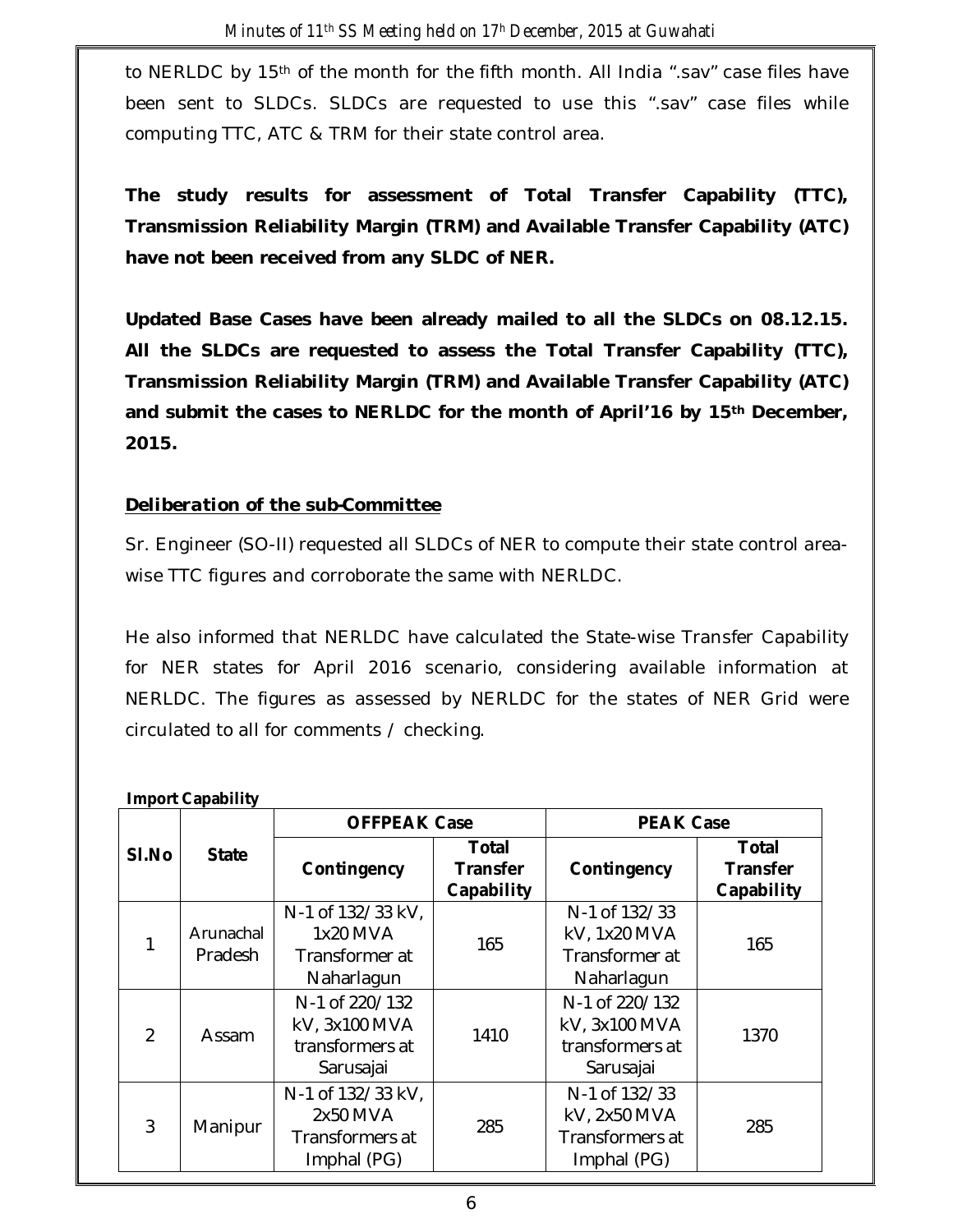to NERLDC by 15th of the month for the fifth month. All India ".sav" case files have been sent to SLDCs. SLDCs are requested to use this ".sav" case files while computing TTC, ATC & TRM for their state control area.

**The study results for assessment of Total Transfer Capability (TTC), Transmission Reliability Margin (TRM) and Available Transfer Capability (ATC) have not been received from any SLDC of NER.**

**Updated Base Cases have been already mailed to all the SLDCs on 08.12.15. All the SLDCs are requested to assess the Total Transfer Capability (TTC), Transmission Reliability Margin (TRM) and Available Transfer Capability (ATC) and submit the cases to NERLDC for the month of April'16 by 15th December, 2015.**

***Deliberation of the sub-Committee***

Sr. Engineer (SO-II) requested all SLDCs of NER to compute their state control area-wise TTC figures and corroborate the same with NERLDC.

He also informed that NERLDC have calculated the State-wise Transfer Capability for NER states for April 2016 scenario, considering available information at NERLDC. The figures as assessed by NERLDC for the states of NER Grid were circulated to all for comments / checking.

**Import Capability**

| Sl.No | State | OFFPEAK Case | | PEAK Case | |
|---|---|---|---|---|---|
| | | Contingency | Total Transfer Capability | Contingency | Total Transfer Capability |
| 1 | Arunachal Pradesh | N-1 of 132/33 kV, 1x20 MVA Transformer at Naharlagun | 165 | N-1 of 132/33 kV, 1x20 MVA Transformer at Naharlagun | 165 |
| 2 | Assam | N-1 of 220/132 kV, 3x100 MVA transformers at Sarusajai | 1410 | N-1 of 220/132 kV, 3x100 MVA transformers at Sarusajai | 1370 |
| 3 | Manipur | N-1 of 132/33 kV, 2x50 MVA Transformers at Imphal (PG) | 285 | N-1 of 132/33 kV, 2x50 MVA Transformers at Imphal (PG) | 285 |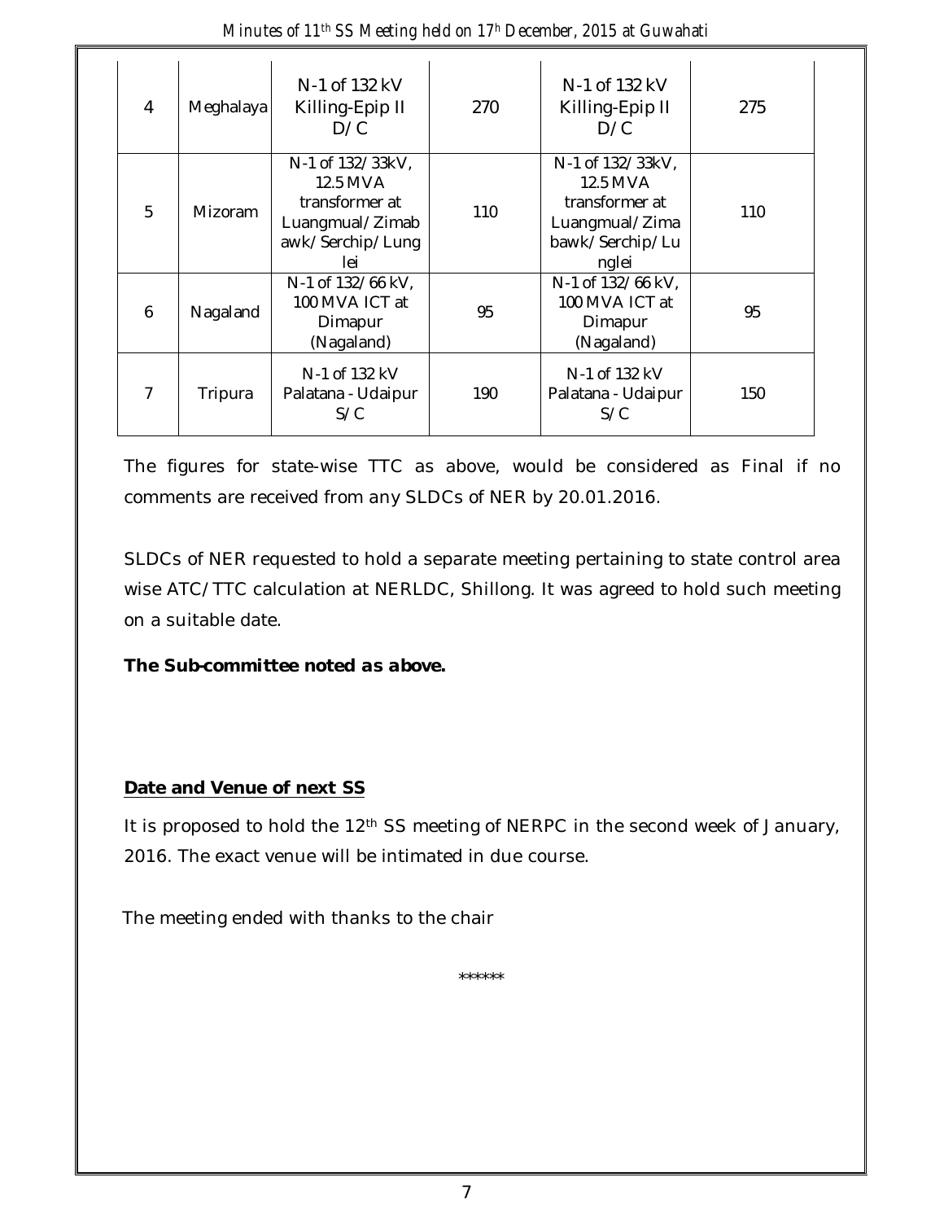| 4 | Meghalaya | N-1 of 132 kV Killing-Epip II D/C | 270 | N-1 of 132 kV Killing-Epip II D/C | 275 |
|---|---|---|---|---|---|
| 5 | Mizoram | N-1 of 132/33kV, 12.5 MVA transformer at Luangmual/Zimabawk/Serchip/Lunglei | 110 | N-1 of 132/33kV, 12.5 MVA transformer at Luangmual/Zimabawk/Serchip/Lunglei | 110 |
| 6 | Nagaland | N-1 of 132/66 kV, 100 MVA ICT at Dimapur (Nagaland) | 95 | N-1 of 132/66 kV, 100 MVA ICT at Dimapur (Nagaland) | 95 |
| 7 | Tripura | N-1 of 132 kV Palatana - Udaipur S/C | 190 | N-1 of 132 kV Palatana - Udaipur S/C | 150 |

The figures for state-wise TTC as above, would be considered as Final if no comments are received from any SLDCs of NER by 20.01.2016.

SLDCs of NER requested to hold a separate meeting pertaining to state control area wise ATC/TTC calculation at NERLDC, Shillong. It was agreed to hold such meeting on a suitable date.

***The Sub-committee noted as above.***

**Date and Venue of next SS**

It is proposed to hold the 12th SS meeting of NERPC in the second week of January, 2016. The exact venue will be intimated in due course.

The meeting ended with thanks to the chair

******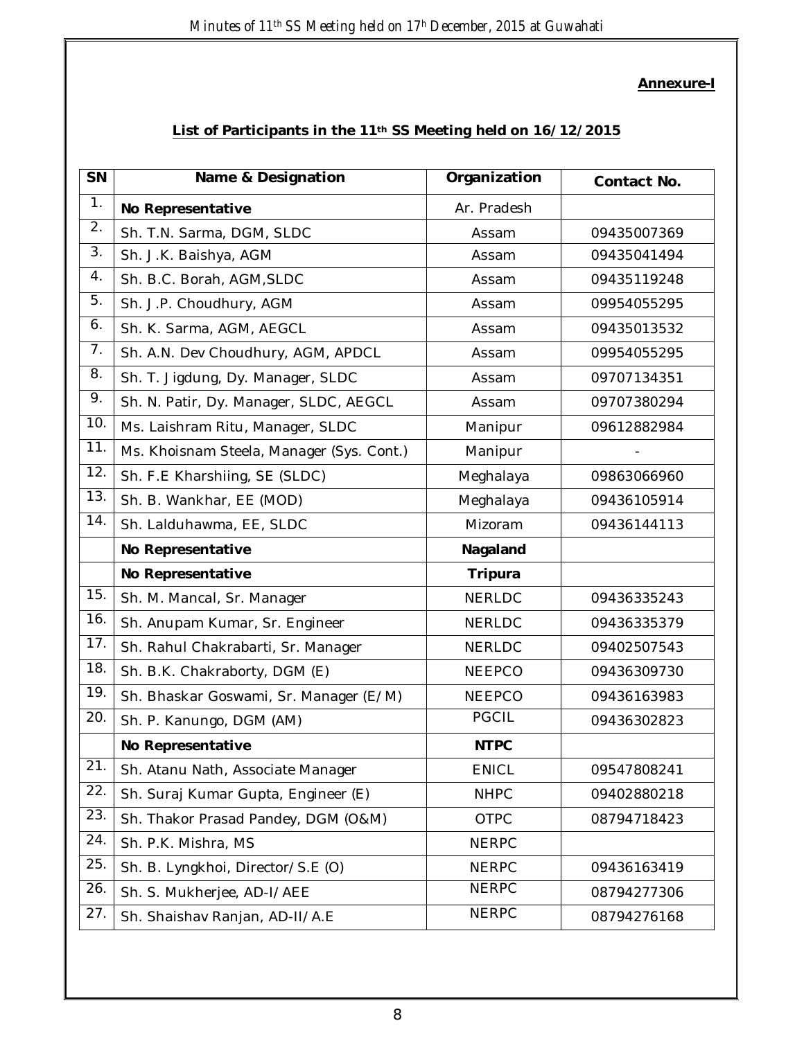**Annexure-I**

**List of Participants in the 11th SS Meeting held on 16/12/2015**

| SN | Name & Designation | Organization | Contact No. |
|---|---|---|---|
| 1. | **No Representative** | Ar. Pradesh | |
| 2. | Sh. T.N. Sarma, DGM, SLDC | Assam | 09435007369 |
| 3. | Sh. J.K. Baishya, AGM | Assam | 09435041494 |
| 4. | Sh. B.C. Borah, AGM,SLDC | Assam | 09435119248 |
| 5. | Sh. J.P. Choudhury, AGM | Assam | 09954055295 |
| 6. | Sh. K. Sarma, AGM, AEGCL | Assam | 09435013532 |
| 7. | Sh. A.N. Dev Choudhury, AGM, APDCL | Assam | 09954055295 |
| 8. | Sh. T. Jigdung, Dy. Manager, SLDC | Assam | 09707134351 |
| 9. | Sh. N. Patir, Dy. Manager, SLDC, AEGCL | Assam | 09707380294 |
| 10. | Ms. Laishram Ritu, Manager, SLDC | Manipur | 09612882984 |
| 11. | Ms. Khoisnam Steela, Manager (Sys. Cont.) | Manipur | - |
| 12. | Sh. F.E Kharshiing, SE (SLDC) | Meghalaya | 09863066960 |
| 13. | Sh. B. Wankhar, EE (MOD) | Meghalaya | 09436105914 |
| 14. | Sh. Lalduhawma, EE, SLDC | Mizoram | 09436144113 |
| | **No Representative** | **Nagaland** | |
| | **No Representative** | **Tripura** | |
| 15. | Sh. M. Mancal, Sr. Manager | NERLDC | 09436335243 |
| 16. | Sh. Anupam Kumar, Sr. Engineer | NERLDC | 09436335379 |
| 17. | Sh. Rahul Chakrabarti, Sr. Manager | NERLDC | 09402507543 |
| 18. | Sh. B.K. Chakraborty, DGM (E) | NEEPCO | 09436309730 |
| 19. | Sh. Bhaskar Goswami, Sr. Manager (E/M) | NEEPCO | 09436163983 |
| 20. | Sh. P. Kanungo, DGM (AM) | PGCIL | 09436302823 |
| | **No Representative** | **NTPC** | |
| 21. | Sh. Atanu Nath, Associate Manager | ENICL | 09547808241 |
| 22. | Sh. Suraj Kumar Gupta, Engineer (E) | NHPC | 09402880218 |
| 23. | Sh. Thakor Prasad Pandey, DGM (O&M) | OTPC | 08794718423 |
| 24. | Sh. P.K. Mishra, MS | NERPC | |
| 25. | Sh. B. Lyngkhoi, Director/S.E (O) | NERPC | 09436163419 |
| 26. | Sh. S. Mukherjee, AD-I/AEE | NERPC | 08794277306 |
| 27. | Sh. Shaishav Ranjan, AD-II/A.E | NERPC | 08794276168 |